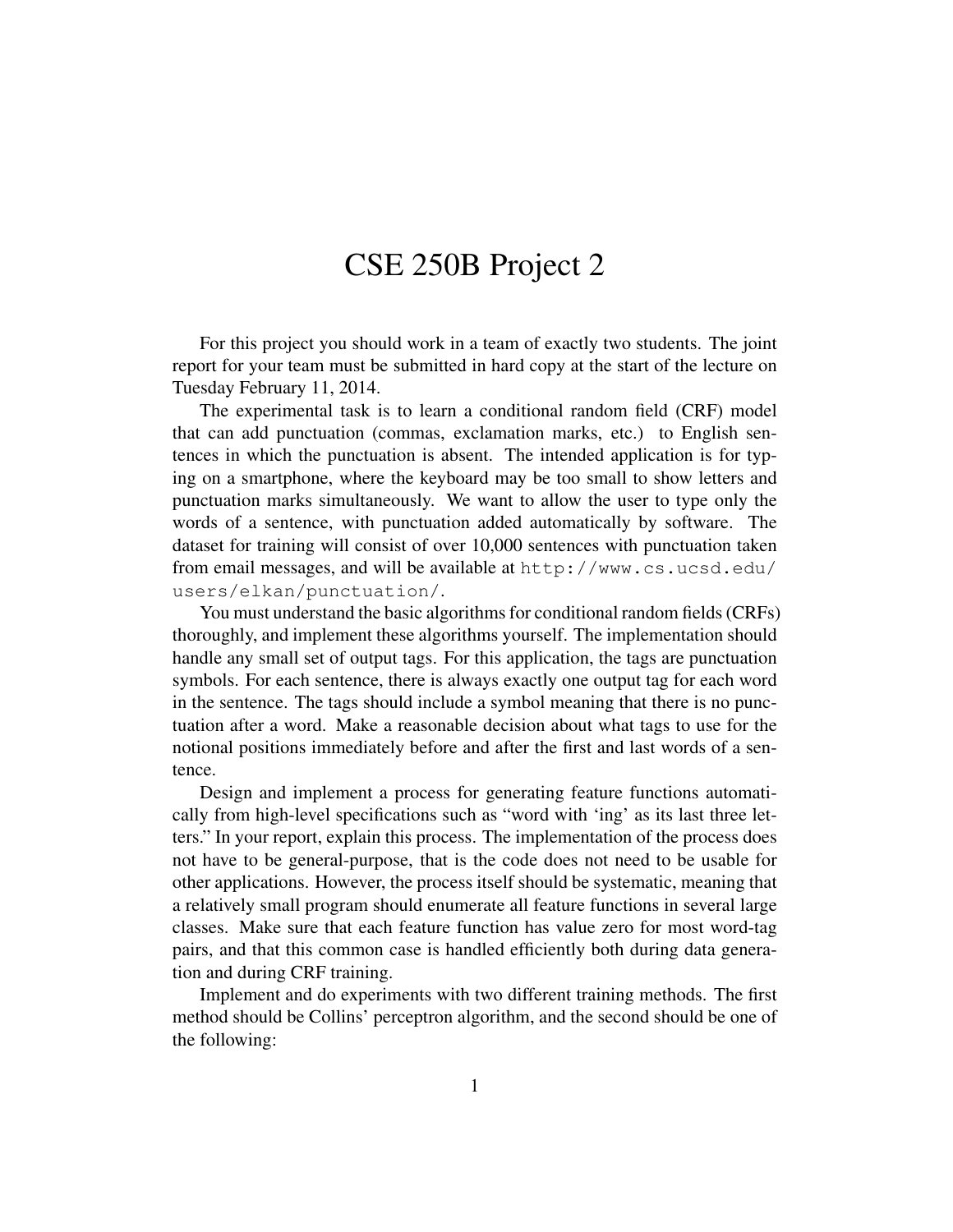# CSE 250B Project 2

For this project you should work in a team of exactly two students. The joint report for your team must be submitted in hard copy at the start of the lecture on Tuesday February 11, 2014.

The experimental task is to learn a conditional random field (CRF) model that can add punctuation (commas, exclamation marks, etc.) to English sentences in which the punctuation is absent. The intended application is for typing on a smartphone, where the keyboard may be too small to show letters and punctuation marks simultaneously. We want to allow the user to type only the words of a sentence, with punctuation added automatically by software. The dataset for training will consist of over 10,000 sentences with punctuation taken from email messages, and will be available at `http://www.cs.ucsd.edu/users/elkan/punctuation/`.

You must understand the basic algorithms for conditional random fields (CRFs) thoroughly, and implement these algorithms yourself. The implementation should handle any small set of output tags. For this application, the tags are punctuation symbols. For each sentence, there is always exactly one output tag for each word in the sentence. The tags should include a symbol meaning that there is no punctuation after a word. Make a reasonable decision about what tags to use for the notional positions immediately before and after the first and last words of a sentence.

Design and implement a process for generating feature functions automatically from high-level specifications such as "word with 'ing' as its last three letters." In your report, explain this process. The implementation of the process does not have to be general-purpose, that is the code does not need to be usable for other applications. However, the process itself should be systematic, meaning that a relatively small program should enumerate all feature functions in several large classes. Make sure that each feature function has value zero for most word-tag pairs, and that this common case is handled efficiently both during data generation and during CRF training.

Implement and do experiments with two different training methods. The first method should be Collins' perceptron algorithm, and the second should be one of the following: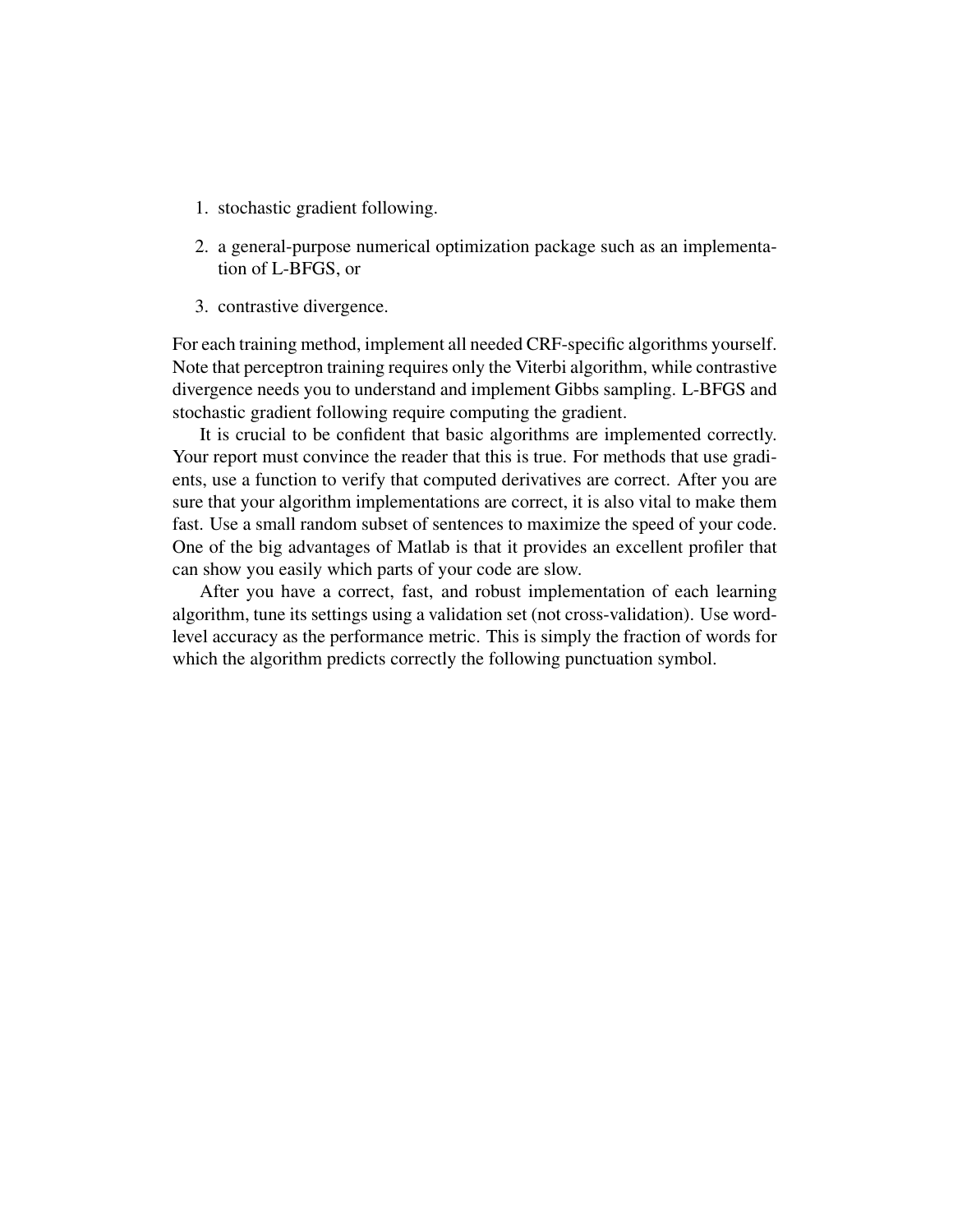1. stochastic gradient following.
2. a general-purpose numerical optimization package such as an implementation of L-BFGS, or
3. contrastive divergence.

For each training method, implement all needed CRF-specific algorithms yourself. Note that perceptron training requires only the Viterbi algorithm, while contrastive divergence needs you to understand and implement Gibbs sampling. L-BFGS and stochastic gradient following require computing the gradient.

It is crucial to be confident that basic algorithms are implemented correctly. Your report must convince the reader that this is true. For methods that use gradients, use a function to verify that computed derivatives are correct. After you are sure that your algorithm implementations are correct, it is also vital to make them fast. Use a small random subset of sentences to maximize the speed of your code. One of the big advantages of Matlab is that it provides an excellent profiler that can show you easily which parts of your code are slow.

After you have a correct, fast, and robust implementation of each learning algorithm, tune its settings using a validation set (not cross-validation). Use word-level accuracy as the performance metric. This is simply the fraction of words for which the algorithm predicts correctly the following punctuation symbol.